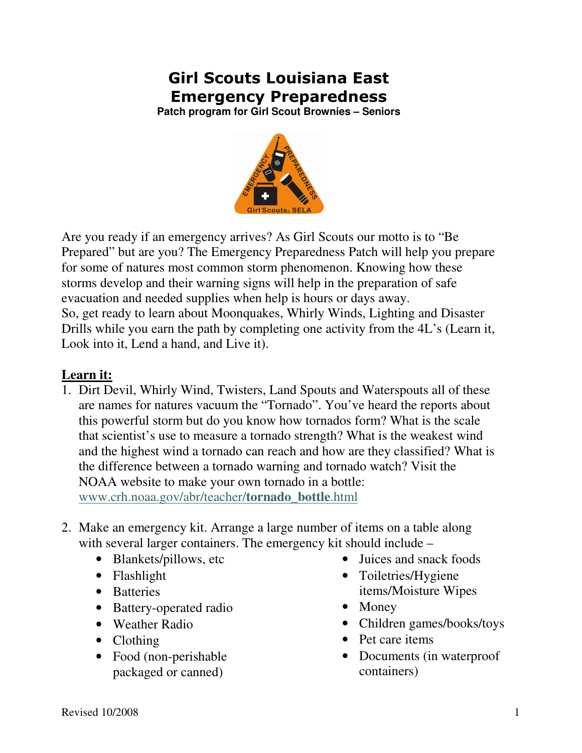# Girl Scouts Louisiana East
# Emergency Preparedness

**Patch program for Girl Scout Brownies – Seniors**

Are you ready if an emergency arrives? As Girl Scouts our motto is to "Be Prepared" but are you? The Emergency Preparedness Patch will help you prepare for some of natures most common storm phenomenon. Knowing how these storms develop and their warning signs will help in the preparation of safe evacuation and needed supplies when help is hours or days away.
So, get ready to learn about Moonquakes, Whirly Winds, Lighting and Disaster Drills while you earn the path by completing one activity from the 4L's (Learn it, Look into it, Lend a hand, and Live it).

## Learn it:

1. Dirt Devil, Whirly Wind, Twisters, Land Spouts and Waterspouts all of these are names for natures vacuum the "Tornado". You've heard the reports about this powerful storm but do you know how tornados form? What is the scale that scientist's use to measure a tornado strength? What is the weakest wind and the highest wind a tornado can reach and how are they classified? What is the difference between a tornado warning and tornado watch? Visit the NOAA website to make your own tornado in a bottle: www.crh.noaa.gov/abr/teacher/**tornado_bottle**.html

2. Make an emergency kit. Arrange a large number of items on a table along with several larger containers. The emergency kit should include –
   - Blankets/pillows, etc
   - Flashlight
   - Batteries
   - Battery-operated radio
   - Weather Radio
   - Clothing
   - Food (non-perishable packaged or canned)
   - Juices and snack foods
   - Toiletries/Hygiene items/Moisture Wipes
   - Money
   - Children games/books/toys
   - Pet care items
   - Documents (in waterproof containers)

Revised 10/2008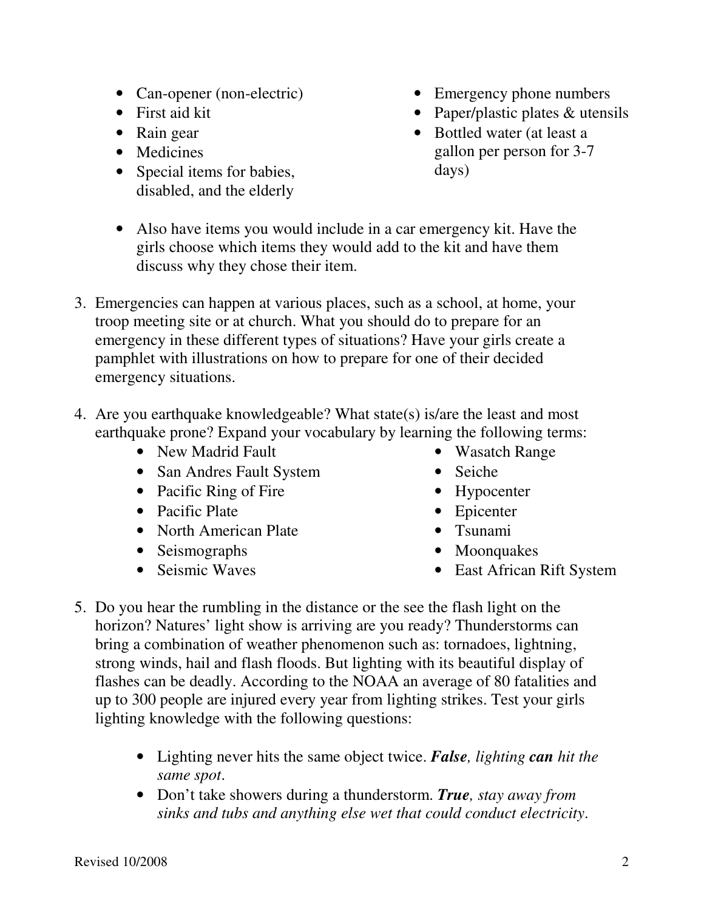- Can-opener (non-electric)
- First aid kit
- Rain gear
- Medicines
- Special items for babies, disabled, and the elderly
- Emergency phone numbers
- Paper/plastic plates & utensils
- Bottled water (at least a gallon per person for 3-7 days)

- Also have items you would include in a car emergency kit. Have the girls choose which items they would add to the kit and have them discuss why they chose their item.

3. Emergencies can happen at various places, such as a school, at home, your troop meeting site or at church. What you should do to prepare for an emergency in these different types of situations? Have your girls create a pamphlet with illustrations on how to prepare for one of their decided emergency situations.

4. Are you earthquake knowledgeable? What state(s) is/are the least and most earthquake prone? Expand your vocabulary by learning the following terms:
   - New Madrid Fault
   - San Andres Fault System
   - Pacific Ring of Fire
   - Pacific Plate
   - North American Plate
   - Seismographs
   - Seismic Waves
   - Wasatch Range
   - Seiche
   - Hypocenter
   - Epicenter
   - Tsunami
   - Moonquakes
   - East African Rift System

5. Do you hear the rumbling in the distance or the see the flash light on the horizon? Natures' light show is arriving are you ready? Thunderstorms can bring a combination of weather phenomenon such as: tornadoes, lightning, strong winds, hail and flash floods. But lighting with its beautiful display of flashes can be deadly. According to the NOAA an average of 80 fatalities and up to 300 people are injured every year from lighting strikes. Test your girls lighting knowledge with the following questions:

   - Lighting never hits the same object twice. ***False**, lighting **can** hit the same spot.*
   - Don't take showers during a thunderstorm. ***True**, stay away from sinks and tubs and anything else wet that could conduct electricity.*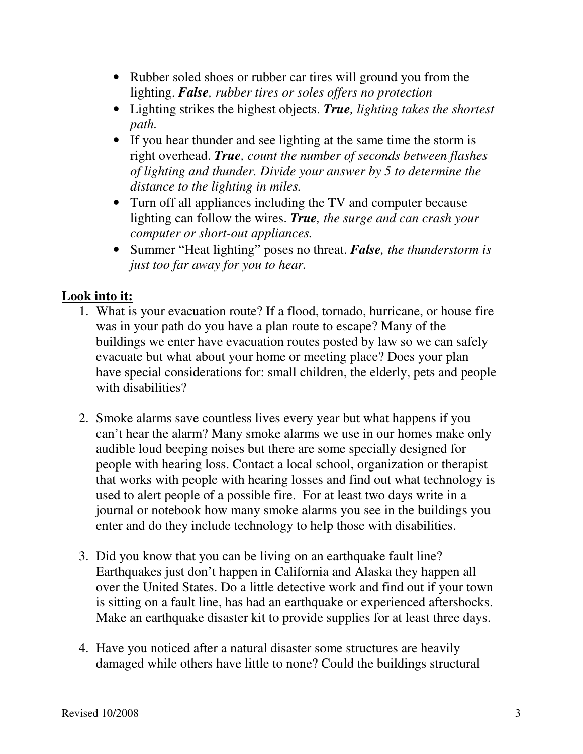- Rubber soled shoes or rubber car tires will ground you from the lighting. ***False****, rubber tires or soles offers no protection*
- Lighting strikes the highest objects. ***True****, lighting takes the shortest path.*
- If you hear thunder and see lighting at the same time the storm is right overhead. ***True****, count the number of seconds between flashes of lighting and thunder. Divide your answer by 5 to determine the distance to the lighting in miles.*
- Turn off all appliances including the TV and computer because lighting can follow the wires. ***True****, the surge and can crash your computer or short-out appliances.*
- Summer "Heat lighting" poses no threat. ***False****, the thunderstorm is just too far away for you to hear.*

## Look into it:

1. What is your evacuation route? If a flood, tornado, hurricane, or house fire was in your path do you have a plan route to escape? Many of the buildings we enter have evacuation routes posted by law so we can safely evacuate but what about your home or meeting place? Does your plan have special considerations for: small children, the elderly, pets and people with disabilities?

2. Smoke alarms save countless lives every year but what happens if you can't hear the alarm? Many smoke alarms we use in our homes make only audible loud beeping noises but there are some specially designed for people with hearing loss. Contact a local school, organization or therapist that works with people with hearing losses and find out what technology is used to alert people of a possible fire. For at least two days write in a journal or notebook how many smoke alarms you see in the buildings you enter and do they include technology to help those with disabilities.

3. Did you know that you can be living on an earthquake fault line? Earthquakes just don't happen in California and Alaska they happen all over the United States. Do a little detective work and find out if your town is sitting on a fault line, has had an earthquake or experienced aftershocks. Make an earthquake disaster kit to provide supplies for at least three days.

4. Have you noticed after a natural disaster some structures are heavily damaged while others have little to none? Could the buildings structural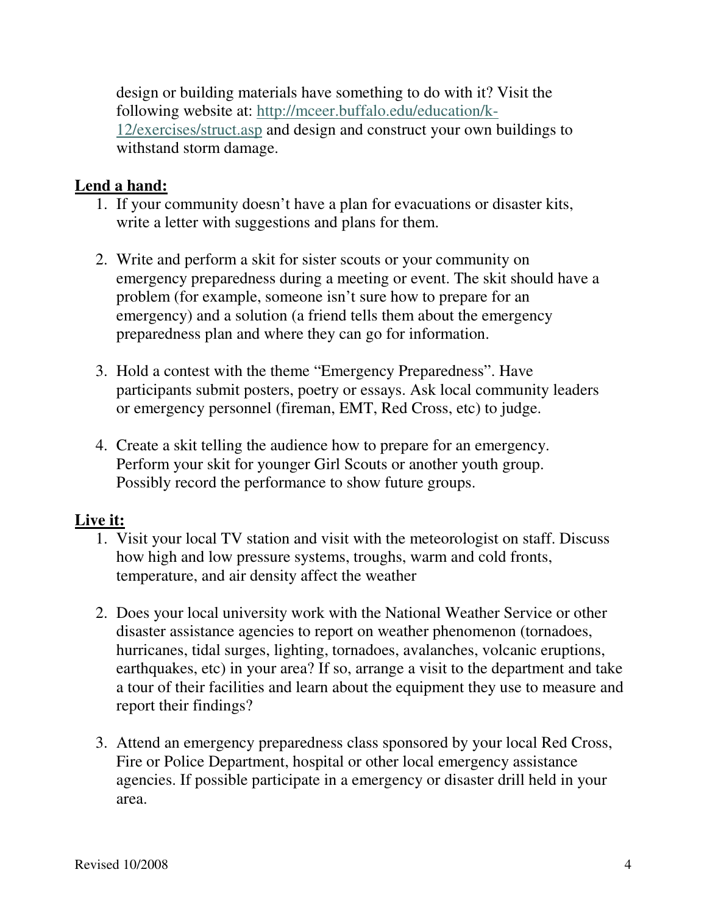design or building materials have something to do with it? Visit the following website at: [http://mceer.buffalo.edu/education/k-12/exercises/struct.asp](http://mceer.buffalo.edu/education/k-12/exercises/struct.asp) and design and construct your own buildings to withstand storm damage.

**Lend a hand:**

1. If your community doesn't have a plan for evacuations or disaster kits, write a letter with suggestions and plans for them.

2. Write and perform a skit for sister scouts or your community on emergency preparedness during a meeting or event. The skit should have a problem (for example, someone isn't sure how to prepare for an emergency) and a solution (a friend tells them about the emergency preparedness plan and where they can go for information.

3. Hold a contest with the theme "Emergency Preparedness". Have participants submit posters, poetry or essays. Ask local community leaders or emergency personnel (fireman, EMT, Red Cross, etc) to judge.

4. Create a skit telling the audience how to prepare for an emergency. Perform your skit for younger Girl Scouts or another youth group. Possibly record the performance to show future groups.

**Live it:**

1. Visit your local TV station and visit with the meteorologist on staff. Discuss how high and low pressure systems, troughs, warm and cold fronts, temperature, and air density affect the weather

2. Does your local university work with the National Weather Service or other disaster assistance agencies to report on weather phenomenon (tornadoes, hurricanes, tidal surges, lighting, tornadoes, avalanches, volcanic eruptions, earthquakes, etc) in your area? If so, arrange a visit to the department and take a tour of their facilities and learn about the equipment they use to measure and report their findings?

3. Attend an emergency preparedness class sponsored by your local Red Cross, Fire or Police Department, hospital or other local emergency assistance agencies. If possible participate in a emergency or disaster drill held in your area.

Revised 10/2008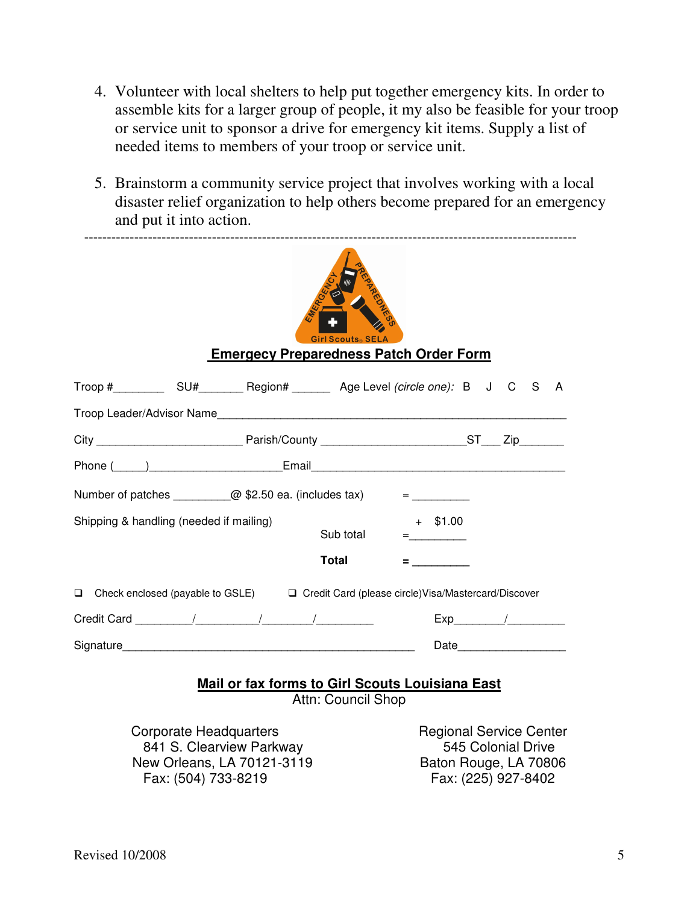4. Volunteer with local shelters to help put together emergency kits. In order to assemble kits for a larger group of people, it my also be feasible for your troop or service unit to sponsor a drive for emergency kit items. Supply a list of needed items to members of your troop or service unit.

5. Brainstorm a community service project that involves working with a local disaster relief organization to help others become prepared for an emergency and put it into action.

---

## Emergecy Preparedness Patch Order Form

Troop #________ SU#_______ Region# ______ Age Level *(circle one):* B J C S A

Troop Leader/Advisor Name__________________________________________________________

City _______________________ Parish/County _____________________ST___ Zip_______

Phone (_____)____________________Email________________________________________

Number of patches _________@ $2.50 ea. (includes tax) = _________

Shipping & handling (needed if mailing) + $1.00

Sub total =_________

**Total** = _________

❑ Check enclosed (payable to GSLE) ❑ Credit Card (please circle)Visa/Mastercard/Discover

Credit Card _________/__________/________/_________ Exp________/_________

Signature_______________________________________________ Date_________________

**Mail or fax forms to Girl Scouts Louisiana East**
Attn: Council Shop

Corporate Headquarters
841 S. Clearview Parkway
New Orleans, LA 70121-3119
Fax: (504) 733-8219

Regional Service Center
545 Colonial Drive
Baton Rouge, LA 70806
Fax: (225) 927-8402

Revised 10/2008